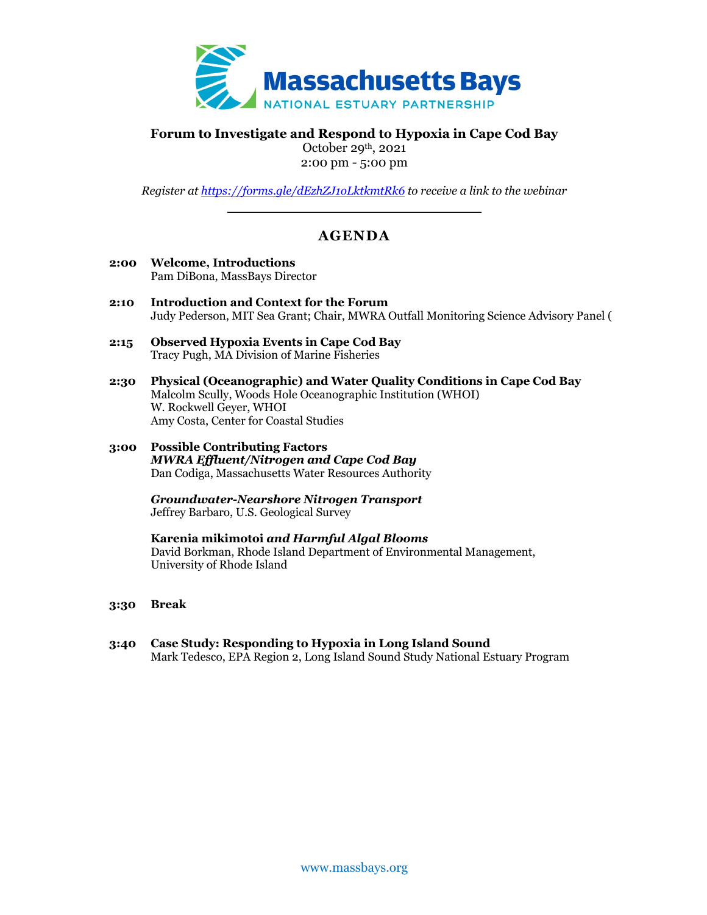Massachusetts Bays
NATIONAL ESTUARY PARTNERSHIP

**Forum to Investigate and Respond to Hypoxia in Cape Cod Bay**
October 29th, 2021
2:00 pm - 5:00 pm

*Register at [https://forms.gle/dEzhZJ1oLktkmtRk6](https://forms.gle/dEzhZJ1oLktkmtRk6) to receive a link to the webinar*

---

## AGENDA

**2:00** **Welcome, Introductions**
Pam DiBona, MassBays Director

**2:10** **Introduction and Context for the Forum**
Judy Pederson, MIT Sea Grant; Chair, MWRA Outfall Monitoring Science Advisory Panel (

**2:15** **Observed Hypoxia Events in Cape Cod Bay**
Tracy Pugh, MA Division of Marine Fisheries

**2:30** **Physical (Oceanographic) and Water Quality Conditions in Cape Cod Bay**
Malcolm Scully, Woods Hole Oceanographic Institution (WHOI)
W. Rockwell Geyer, WHOI
Amy Costa, Center for Coastal Studies

**3:00** **Possible Contributing Factors**
***MWRA Effluent/Nitrogen and Cape Cod Bay***
Dan Codiga, Massachusetts Water Resources Authority

***Groundwater-Nearshore Nitrogen Transport***
Jeffrey Barbaro, U.S. Geological Survey

**Karenia mikimotoi *and Harmful Algal Blooms***
David Borkman, Rhode Island Department of Environmental Management, University of Rhode Island

**3:30** **Break**

**3:40** **Case Study: Responding to Hypoxia in Long Island Sound**
Mark Tedesco, EPA Region 2, Long Island Sound Study National Estuary Program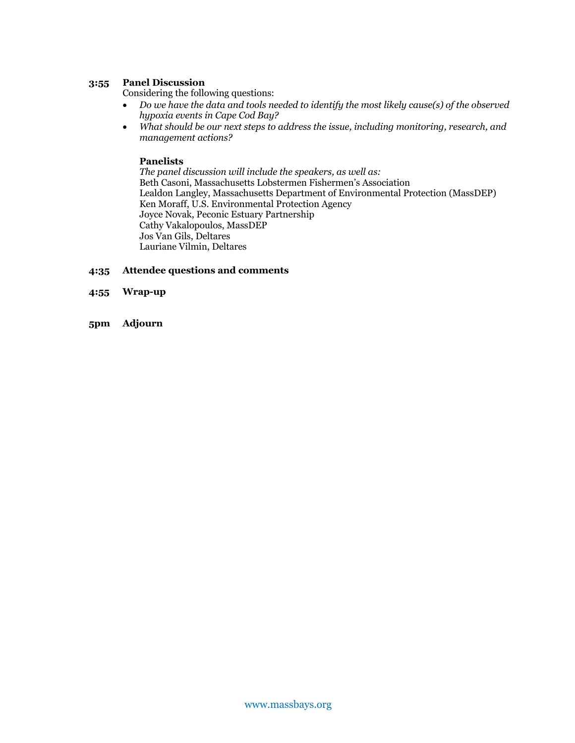**3:55 Panel Discussion**

Considering the following questions:

- *Do we have the data and tools needed to identify the most likely cause(s) of the observed hypoxia events in Cape Cod Bay?*
- *What should be our next steps to address the issue, including monitoring, research, and management actions?*

**Panelists**

*The panel discussion will include the speakers, as well as:*
Beth Casoni, Massachusetts Lobstermen Fishermen's Association
Lealdon Langley, Massachusetts Department of Environmental Protection (MassDEP)
Ken Moraff, U.S. Environmental Protection Agency
Joyce Novak, Peconic Estuary Partnership
Cathy Vakalopoulos, MassDEP
Jos Van Gils, Deltares
Lauriane Vilmin, Deltares

**4:35 Attendee questions and comments**

**4:55 Wrap-up**

**5pm Adjourn**

www.massbays.org